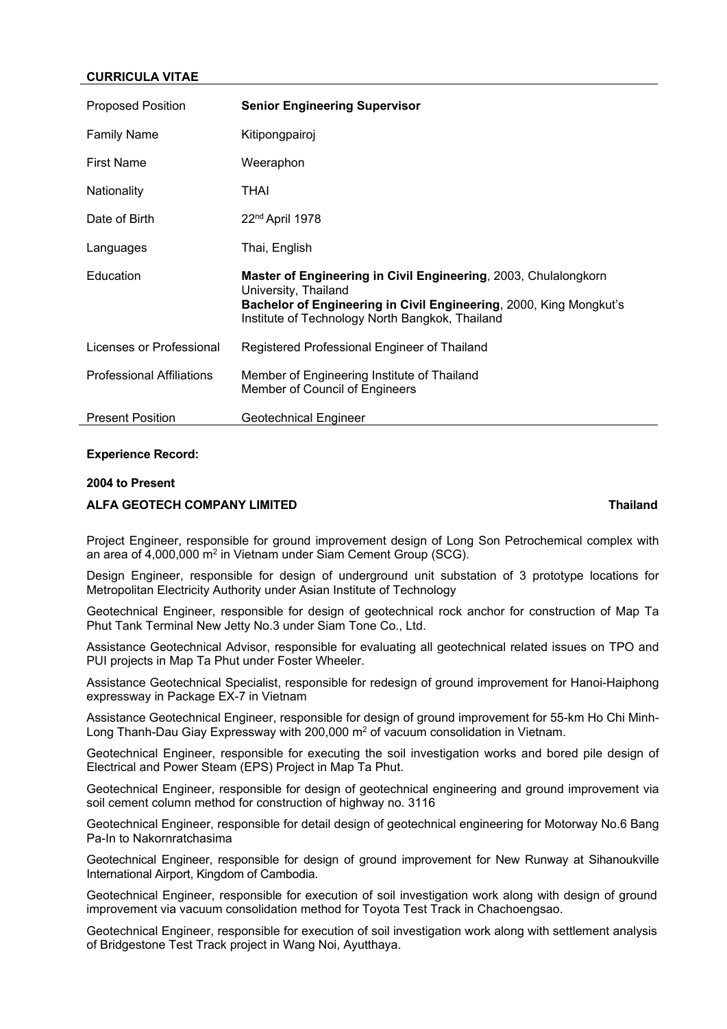**CURRICULA VITAE**

| | |
|---|---|
| Proposed Position | **Senior Engineering Supervisor** |
| Family Name | Kitipongpairoj |
| First Name | Weeraphon |
| Nationality | THAI |
| Date of Birth | 22nd April 1978 |
| Languages | Thai, English |
| Education | **Master of Engineering in Civil Engineering**, 2003, Chulalongkorn University, Thailand<br>**Bachelor of Engineering in Civil Engineering**, 2000, King Mongkut's Institute of Technology North Bangkok, Thailand |
| Licenses or Professional | Registered Professional Engineer of Thailand |
| Professional Affiliations | Member of Engineering Institute of Thailand<br>Member of Council of Engineers |
| Present Position | Geotechnical Engineer |

**Experience Record:**

**2004 to Present**

**ALFA GEOTECH COMPANY LIMITED** **Thailand**

Project Engineer, responsible for ground improvement design of Long Son Petrochemical complex with an area of 4,000,000 $m^2$ in Vietnam under Siam Cement Group (SCG).

Design Engineer, responsible for design of underground unit substation of 3 prototype locations for Metropolitan Electricity Authority under Asian Institute of Technology

Geotechnical Engineer, responsible for design of geotechnical rock anchor for construction of Map Ta Phut Tank Terminal New Jetty No.3 under Siam Tone Co., Ltd.

Assistance Geotechnical Advisor, responsible for evaluating all geotechnical related issues on TPO and PUI projects in Map Ta Phut under Foster Wheeler.

Assistance Geotechnical Specialist, responsible for redesign of ground improvement for Hanoi-Haiphong expressway in Package EX-7 in Vietnam

Assistance Geotechnical Engineer, responsible for design of ground improvement for 55-km Ho Chi Minh-Long Thanh-Dau Giay Expressway with 200,000 $m^2$ of vacuum consolidation in Vietnam.

Geotechnical Engineer, responsible for executing the soil investigation works and bored pile design of Electrical and Power Steam (EPS) Project in Map Ta Phut.

Geotechnical Engineer, responsible for design of geotechnical engineering and ground improvement via soil cement column method for construction of highway no. 3116

Geotechnical Engineer, responsible for detail design of geotechnical engineering for Motorway No.6 Bang Pa-In to Nakornratchasima

Geotechnical Engineer, responsible for design of ground improvement for New Runway at Sihanoukville International Airport, Kingdom of Cambodia.

Geotechnical Engineer, responsible for execution of soil investigation work along with design of ground improvement via vacuum consolidation method for Toyota Test Track in Chachoengsao.

Geotechnical Engineer, responsible for execution of soil investigation work along with settlement analysis of Bridgestone Test Track project in Wang Noi, Ayutthaya.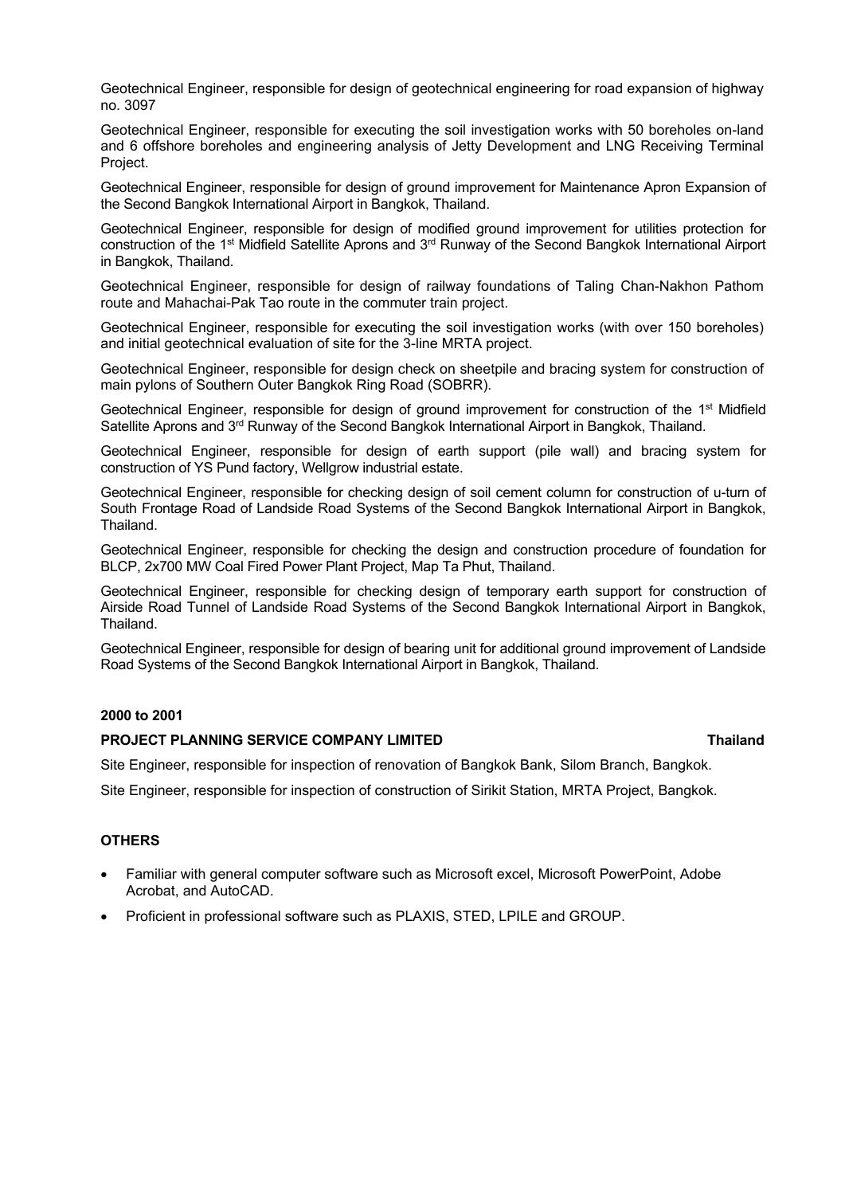Geotechnical Engineer, responsible for design of geotechnical engineering for road expansion of highway no. 3097

Geotechnical Engineer, responsible for executing the soil investigation works with 50 boreholes on-land and 6 offshore boreholes and engineering analysis of Jetty Development and LNG Receiving Terminal Project.

Geotechnical Engineer, responsible for design of ground improvement for Maintenance Apron Expansion of the Second Bangkok International Airport in Bangkok, Thailand.

Geotechnical Engineer, responsible for design of modified ground improvement for utilities protection for construction of the 1st Midfield Satellite Aprons and 3rd Runway of the Second Bangkok International Airport in Bangkok, Thailand.

Geotechnical Engineer, responsible for design of railway foundations of Taling Chan-Nakhon Pathom route and Mahachai-Pak Tao route in the commuter train project.

Geotechnical Engineer, responsible for executing the soil investigation works (with over 150 boreholes) and initial geotechnical evaluation of site for the 3-line MRTA project.

Geotechnical Engineer, responsible for design check on sheetpile and bracing system for construction of main pylons of Southern Outer Bangkok Ring Road (SOBRR).

Geotechnical Engineer, responsible for design of ground improvement for construction of the 1st Midfield Satellite Aprons and 3rd Runway of the Second Bangkok International Airport in Bangkok, Thailand.

Geotechnical Engineer, responsible for design of earth support (pile wall) and bracing system for construction of YS Pund factory, Wellgrow industrial estate.

Geotechnical Engineer, responsible for checking design of soil cement column for construction of u-turn of South Frontage Road of Landside Road Systems of the Second Bangkok International Airport in Bangkok, Thailand.

Geotechnical Engineer, responsible for checking the design and construction procedure of foundation for BLCP, 2x700 MW Coal Fired Power Plant Project, Map Ta Phut, Thailand.

Geotechnical Engineer, responsible for checking design of temporary earth support for construction of Airside Road Tunnel of Landside Road Systems of the Second Bangkok International Airport in Bangkok, Thailand.

Geotechnical Engineer, responsible for design of bearing unit for additional ground improvement of Landside Road Systems of the Second Bangkok International Airport in Bangkok, Thailand.

**2000 to 2001**

**PROJECT PLANNING SERVICE COMPANY LIMITED** **Thailand**

Site Engineer, responsible for inspection of renovation of Bangkok Bank, Silom Branch, Bangkok.

Site Engineer, responsible for inspection of construction of Sirikit Station, MRTA Project, Bangkok.

**OTHERS**

- Familiar with general computer software such as Microsoft excel, Microsoft PowerPoint, Adobe Acrobat, and AutoCAD.
- Proficient in professional software such as PLAXIS, STED, LPILE and GROUP.